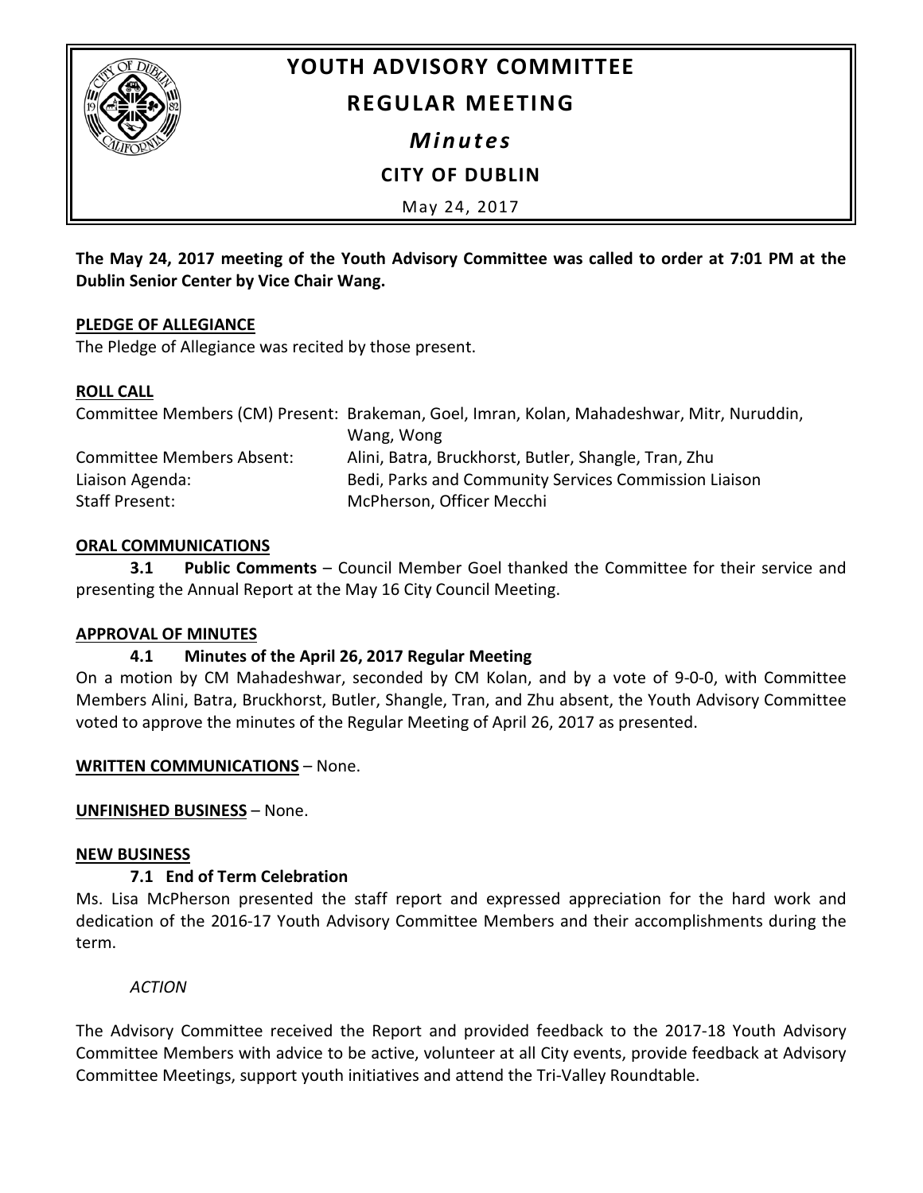# YOUTH ADVISORY COMMITTEE

## REGULAR MEETING

### *Minutes*

### CITY OF DUBLIN

May 24, 2017

**The May 24, 2017 meeting of the Youth Advisory Committee was called to order at 7:01 PM at the Dublin Senior Center by Vice Chair Wang.**

**PLEDGE OF ALLEGIANCE**

The Pledge of Allegiance was recited by those present.

**ROLL CALL**

| | |
|---|---|
| Committee Members (CM) Present: | Brakeman, Goel, Imran, Kolan, Mahadeshwar, Mitr, Nuruddin, Wang, Wong |
| Committee Members Absent: | Alini, Batra, Bruckhorst, Butler, Shangle, Tran, Zhu |
| Liaison Agenda: | Bedi, Parks and Community Services Commission Liaison |
| Staff Present: | McPherson, Officer Mecchi |

**ORAL COMMUNICATIONS**

**3.1 Public Comments** – Council Member Goel thanked the Committee for their service and presenting the Annual Report at the May 16 City Council Meeting.

**APPROVAL OF MINUTES**

**4.1 Minutes of the April 26, 2017 Regular Meeting**

On a motion by CM Mahadeshwar, seconded by CM Kolan, and by a vote of 9-0-0, with Committee Members Alini, Batra, Bruckhorst, Butler, Shangle, Tran, and Zhu absent, the Youth Advisory Committee voted to approve the minutes of the Regular Meeting of April 26, 2017 as presented.

**WRITTEN COMMUNICATIONS** – None.

**UNFINISHED BUSINESS** – None.

**NEW BUSINESS**

**7.1 End of Term Celebration**

Ms. Lisa McPherson presented the staff report and expressed appreciation for the hard work and dedication of the 2016-17 Youth Advisory Committee Members and their accomplishments during the term.

*ACTION*

The Advisory Committee received the Report and provided feedback to the 2017-18 Youth Advisory Committee Members with advice to be active, volunteer at all City events, provide feedback at Advisory Committee Meetings, support youth initiatives and attend the Tri-Valley Roundtable.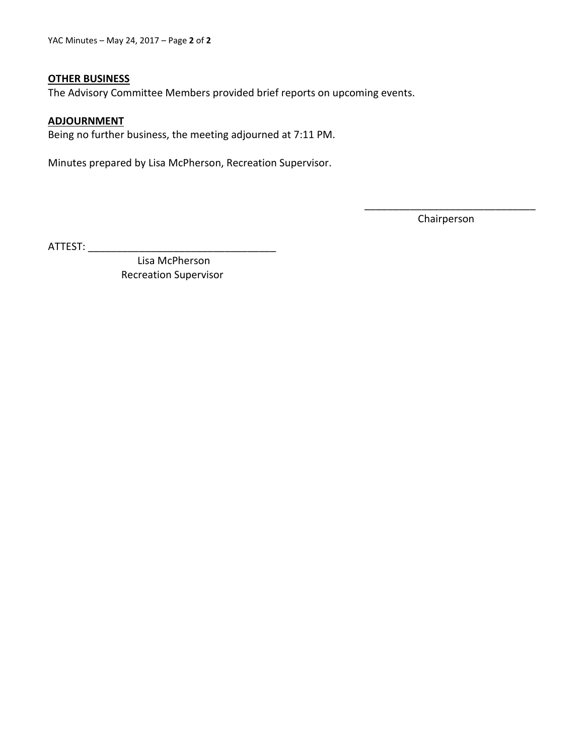**OTHER BUSINESS**

The Advisory Committee Members provided brief reports on upcoming events.

**ADJOURNMENT**

Being no further business, the meeting adjourned at 7:11 PM.

Minutes prepared by Lisa McPherson, Recreation Supervisor.

\_\_\_\_\_\_\_\_\_\_\_\_\_\_\_\_\_\_\_\_\_\_\_\_\_\_\_\_\_\_
Chairperson

ATTEST: \_\_\_\_\_\_\_\_\_\_\_\_\_\_\_\_\_\_\_\_\_\_\_\_\_\_\_\_\_\_\_\_\_
Lisa McPherson
Recreation Supervisor